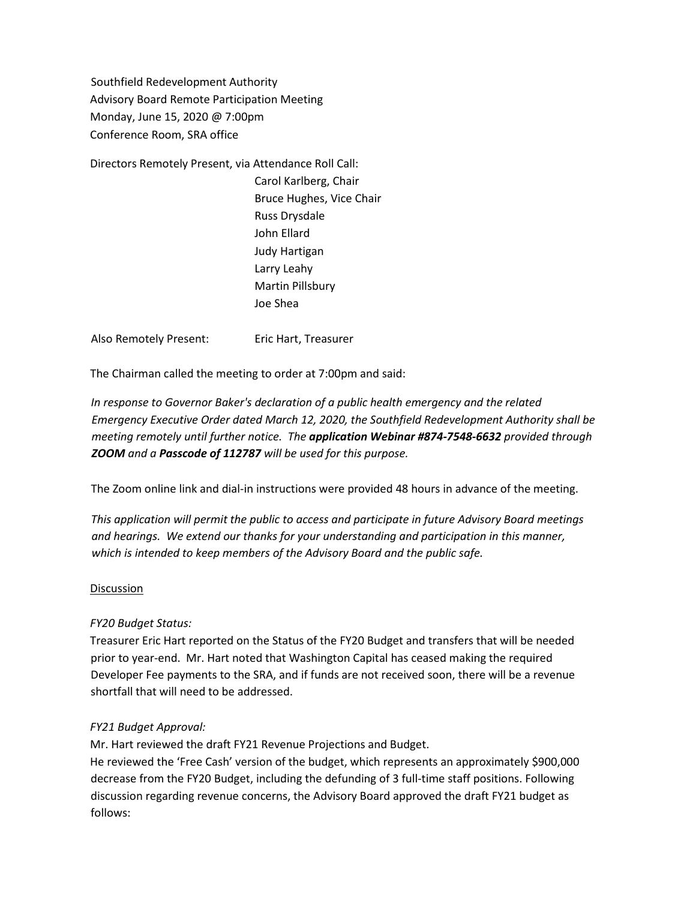Southfield Redevelopment Authority
Advisory Board Remote Participation Meeting
Monday, June 15, 2020 @ 7:00pm
Conference Room, SRA office

Directors Remotely Present, via Attendance Roll Call:

- Carol Karlberg, Chair
- Bruce Hughes, Vice Chair
- Russ Drysdale
- John Ellard
- Judy Hartigan
- Larry Leahy
- Martin Pillsbury
- Joe Shea

Also Remotely Present: Eric Hart, Treasurer

The Chairman called the meeting to order at 7:00pm and said:

*In response to Governor Baker's declaration of a public health emergency and the related Emergency Executive Order dated March 12, 2020, the Southfield Redevelopment Authority shall be meeting remotely until further notice. The **application Webinar #874-7548-6632** provided through **ZOOM** and a **Passcode of 112787** will be used for this purpose.*

The Zoom online link and dial-in instructions were provided 48 hours in advance of the meeting.

*This application will permit the public to access and participate in future Advisory Board meetings and hearings. We extend our thanks for your understanding and participation in this manner, which is intended to keep members of the Advisory Board and the public safe.*

Discussion

*FY20 Budget Status:*
Treasurer Eric Hart reported on the Status of the FY20 Budget and transfers that will be needed prior to year-end. Mr. Hart noted that Washington Capital has ceased making the required Developer Fee payments to the SRA, and if funds are not received soon, there will be a revenue shortfall that will need to be addressed.

*FY21 Budget Approval:*
Mr. Hart reviewed the draft FY21 Revenue Projections and Budget.
He reviewed the 'Free Cash' version of the budget, which represents an approximately $900,000 decrease from the FY20 Budget, including the defunding of 3 full-time staff positions. Following discussion regarding revenue concerns, the Advisory Board approved the draft FY21 budget as follows: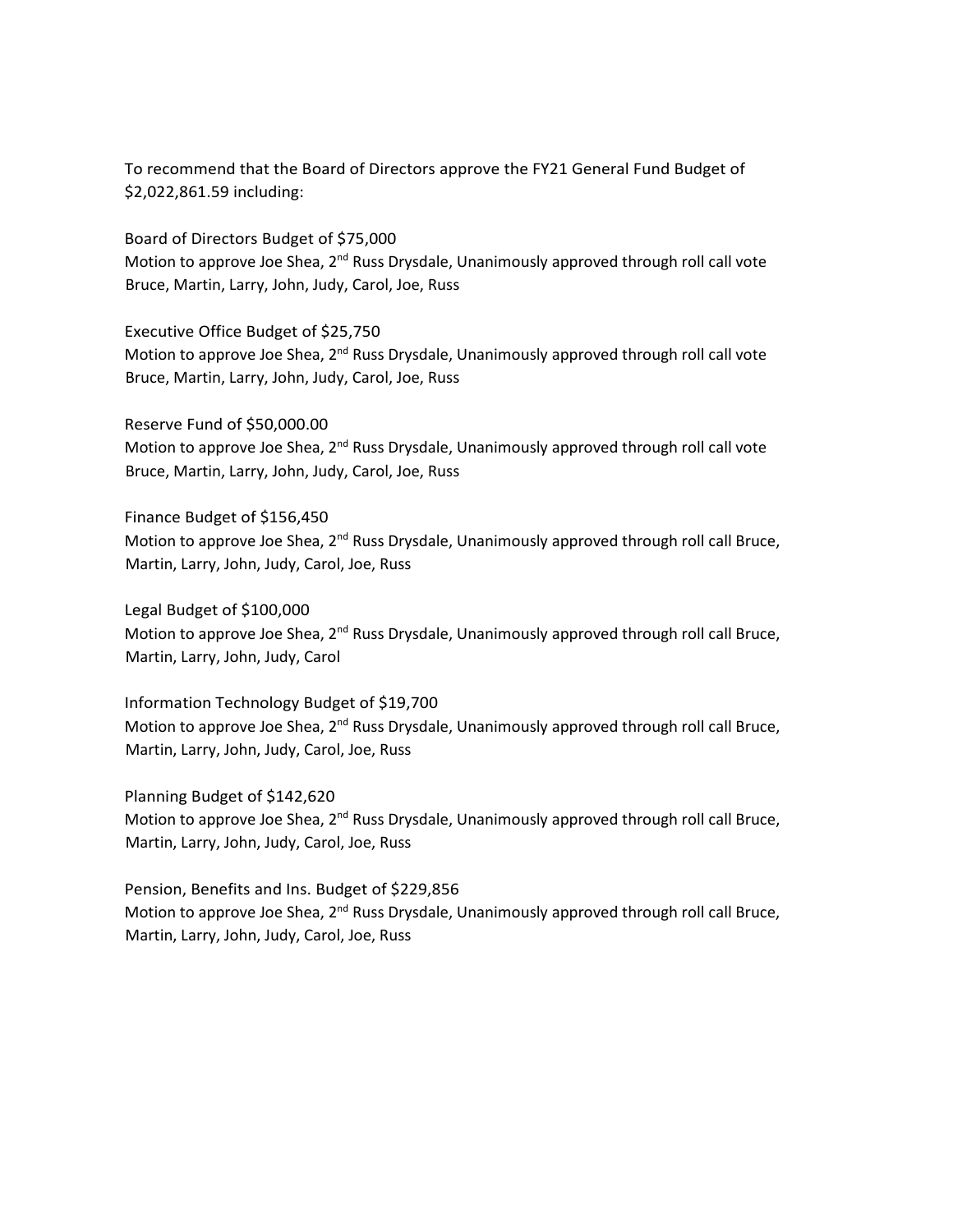To recommend that the Board of Directors approve the FY21 General Fund Budget of $2,022,861.59 including:

Board of Directors Budget of $75,000
Motion to approve Joe Shea, 2nd Russ Drysdale, Unanimously approved through roll call vote Bruce, Martin, Larry, John, Judy, Carol, Joe, Russ

Executive Office Budget of $25,750
Motion to approve Joe Shea, 2nd Russ Drysdale, Unanimously approved through roll call vote Bruce, Martin, Larry, John, Judy, Carol, Joe, Russ

Reserve Fund of $50,000.00
Motion to approve Joe Shea, 2nd Russ Drysdale, Unanimously approved through roll call vote Bruce, Martin, Larry, John, Judy, Carol, Joe, Russ

Finance Budget of $156,450
Motion to approve Joe Shea, 2nd Russ Drysdale, Unanimously approved through roll call Bruce, Martin, Larry, John, Judy, Carol, Joe, Russ

Legal Budget of $100,000
Motion to approve Joe Shea, 2nd Russ Drysdale, Unanimously approved through roll call Bruce, Martin, Larry, John, Judy, Carol

Information Technology Budget of $19,700
Motion to approve Joe Shea, 2nd Russ Drysdale, Unanimously approved through roll call Bruce, Martin, Larry, John, Judy, Carol, Joe, Russ

Planning Budget of $142,620
Motion to approve Joe Shea, 2nd Russ Drysdale, Unanimously approved through roll call Bruce, Martin, Larry, John, Judy, Carol, Joe, Russ

Pension, Benefits and Ins. Budget of $229,856
Motion to approve Joe Shea, 2nd Russ Drysdale, Unanimously approved through roll call Bruce, Martin, Larry, John, Judy, Carol, Joe, Russ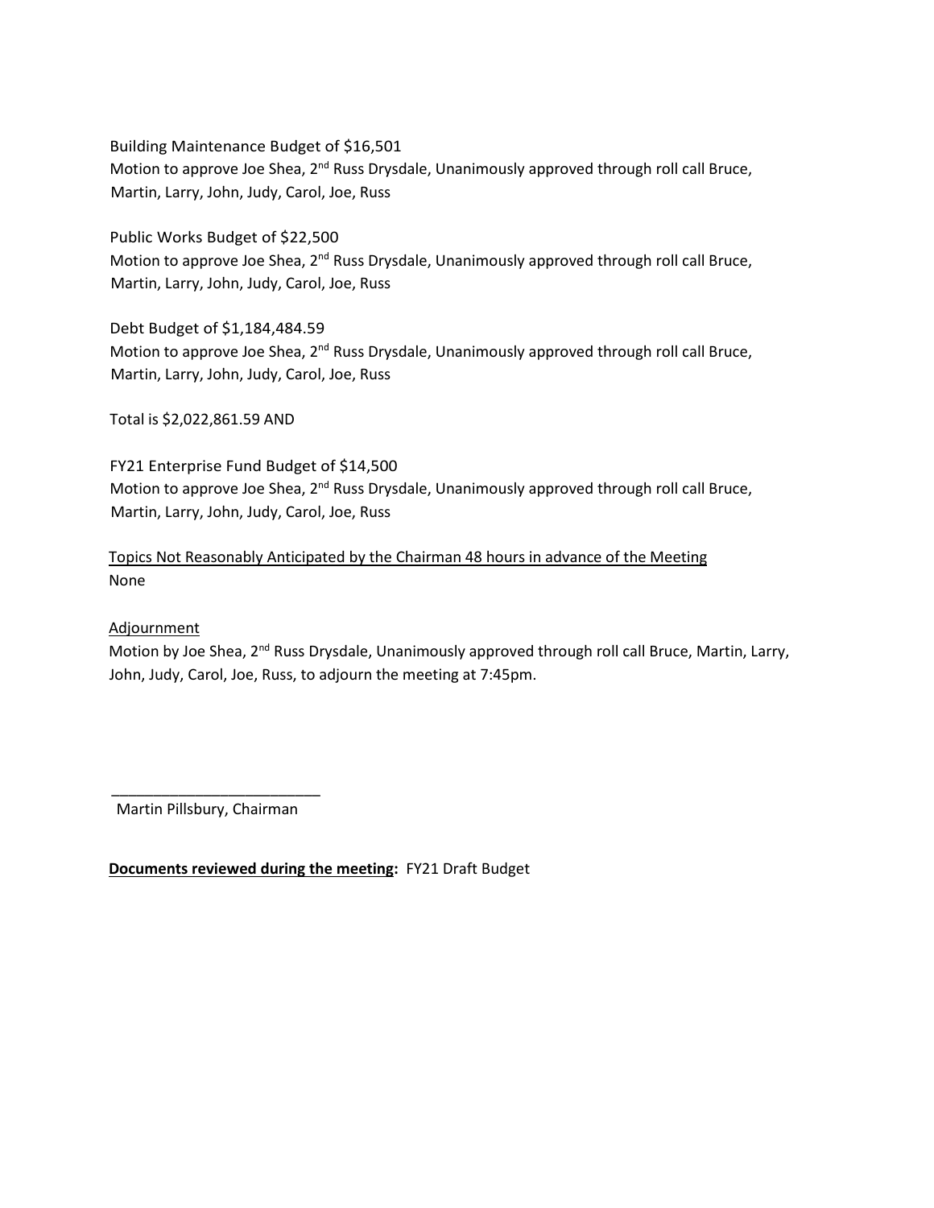Building Maintenance Budget of $16,501
Motion to approve Joe Shea, 2[nd] Russ Drysdale, Unanimously approved through roll call Bruce, Martin, Larry, John, Judy, Carol, Joe, Russ

Public Works Budget of $22,500
Motion to approve Joe Shea, 2[nd] Russ Drysdale, Unanimously approved through roll call Bruce, Martin, Larry, John, Judy, Carol, Joe, Russ

Debt Budget of $1,184,484.59
Motion to approve Joe Shea, 2[nd] Russ Drysdale, Unanimously approved through roll call Bruce, Martin, Larry, John, Judy, Carol, Joe, Russ

Total is $2,022,861.59 AND

FY21 Enterprise Fund Budget of $14,500
Motion to approve Joe Shea, 2[nd] Russ Drysdale, Unanimously approved through roll call Bruce, Martin, Larry, John, Judy, Carol, Joe, Russ

<u>Topics Not Reasonably Anticipated by the Chairman 48 hours in advance of the Meeting</u>
None

<u>Adjournment</u>
Motion by Joe Shea, 2[nd] Russ Drysdale, Unanimously approved through roll call Bruce, Martin, Larry, John, Judy, Carol, Joe, Russ, to adjourn the meeting at 7:45pm.

_________________________
Martin Pillsbury, Chairman

**Documents reviewed during the meeting:** FY21 Draft Budget